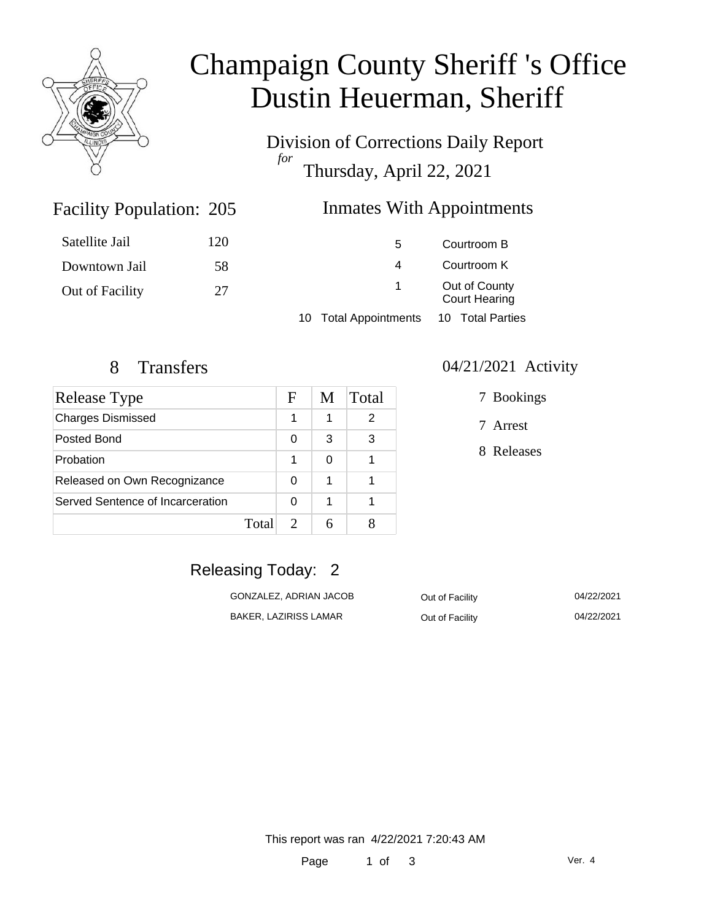# Champaign County Sheriff 's Office
# Dustin Heuerman, Sheriff

Division of Corrections Daily Report
*for*
Thursday, April 22, 2021

## Facility Population: 205

| | |
|---|---|
| Satellite Jail | 120 |
| Downtown Jail | 58 |
| Out of Facility | 27 |

## Inmates With Appointments

| | |
|---|---|
| 5 | Courtroom B |
| 4 | Courtroom K |
| 1 | Out of County Court Hearing |
| 10 Total Appointments | 10 Total Parties |

## 8 Transfers

| Release Type | F | M | Total |
|---|---|---|---|
| Charges Dismissed | 1 | 1 | 2 |
| Posted Bond | 0 | 3 | 3 |
| Probation | 1 | 0 | 1 |
| Released on Own Recognizance | 0 | 1 | 1 |
| Served Sentence of Incarceration | 0 | 1 | 1 |
| Total | 2 | 6 | 8 |

## 04/21/2021 Activity

7 Bookings

7 Arrest

8 Releases

## Releasing Today: 2

| | | |
|---|---|---|
| GONZALEZ, ADRIAN JACOB | Out of Facility | 04/22/2021 |
| BAKER, LAZIRISS LAMAR | Out of Facility | 04/22/2021 |

This report was ran 4/22/2021 7:20:43 AM

Ver. 4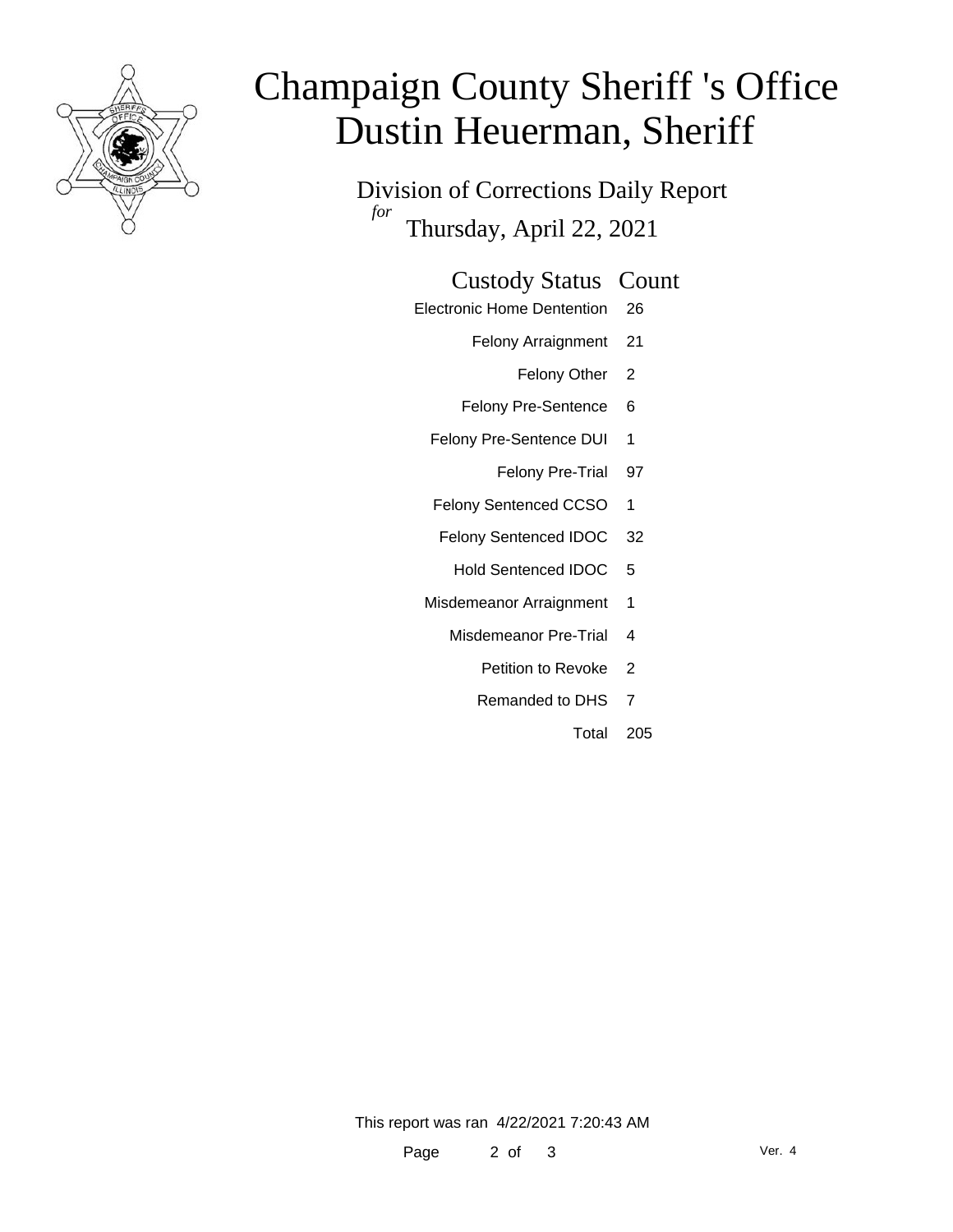# Champaign County Sheriff 's Office
# Dustin Heuerman, Sheriff

## Division of Corrections Daily Report

*for*

Thursday, April 22, 2021

| Custody Status | Count |
|---|---|
| Electronic Home Dentention | 26 |
| Felony Arraignment | 21 |
| Felony Other | 2 |
| Felony Pre-Sentence | 6 |
| Felony Pre-Sentence DUI | 1 |
| Felony Pre-Trial | 97 |
| Felony Sentenced CCSO | 1 |
| Felony Sentenced IDOC | 32 |
| Hold Sentenced IDOC | 5 |
| Misdemeanor Arraignment | 1 |
| Misdemeanor Pre-Trial | 4 |
| Petition to Revoke | 2 |
| Remanded to DHS | 7 |
| Total | 205 |

This report was ran 4/22/2021 7:20:43 AM

Ver. 4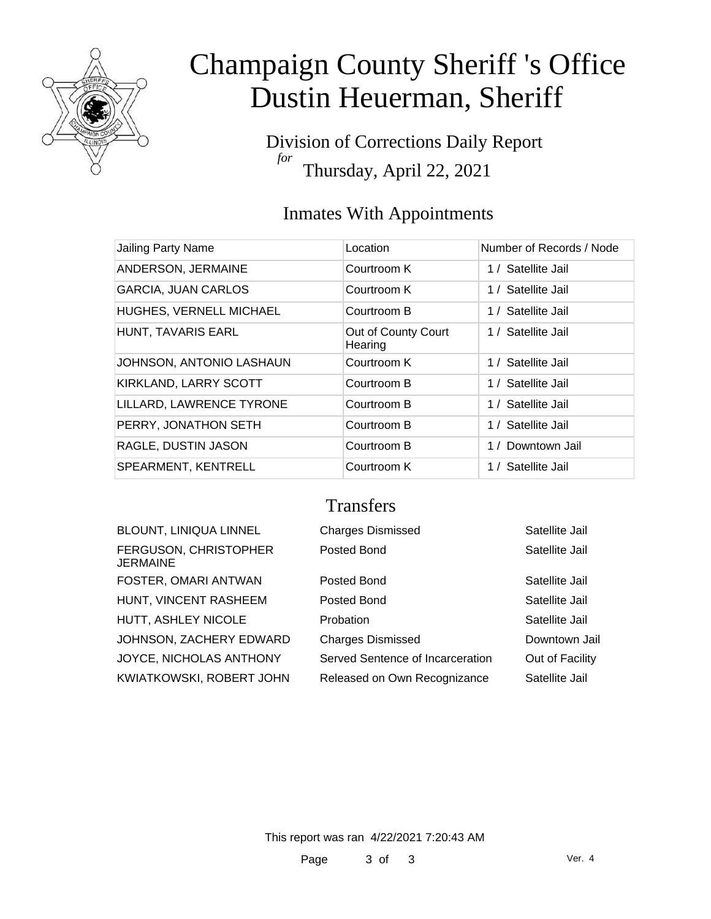# Champaign County Sheriff 's Office
# Dustin Heuerman, Sheriff

Division of Corrections Daily Report
*for*
Thursday, April 22, 2021

## Inmates With Appointments

| Jailing Party Name | Location | Number of Records / Node |
|---|---|---|
| ANDERSON, JERMAINE | Courtroom K | 1 / Satellite Jail |
| GARCIA, JUAN CARLOS | Courtroom K | 1 / Satellite Jail |
| HUGHES, VERNELL MICHAEL | Courtroom B | 1 / Satellite Jail |
| HUNT, TAVARIS EARL | Out of County Court Hearing | 1 / Satellite Jail |
| JOHNSON, ANTONIO LASHAUN | Courtroom K | 1 / Satellite Jail |
| KIRKLAND, LARRY SCOTT | Courtroom B | 1 / Satellite Jail |
| LILLARD, LAWRENCE TYRONE | Courtroom B | 1 / Satellite Jail |
| PERRY, JONATHON SETH | Courtroom B | 1 / Satellite Jail |
| RAGLE, DUSTIN JASON | Courtroom B | 1 / Downtown Jail |
| SPEARMENT, KENTRELL | Courtroom K | 1 / Satellite Jail |

## Transfers

| | | |
|---|---|---|
| BLOUNT, LINIQUA LINNEL | Charges Dismissed | Satellite Jail |
| FERGUSON, CHRISTOPHER JERMAINE | Posted Bond | Satellite Jail |
| FOSTER, OMARI ANTWAN | Posted Bond | Satellite Jail |
| HUNT, VINCENT RASHEEM | Posted Bond | Satellite Jail |
| HUTT, ASHLEY NICOLE | Probation | Satellite Jail |
| JOHNSON, ZACHERY EDWARD | Charges Dismissed | Downtown Jail |
| JOYCE, NICHOLAS ANTHONY | Served Sentence of Incarceration | Out of Facility |
| KWIATKOWSKI, ROBERT JOHN | Released on Own Recognizance | Satellite Jail |

This report was ran 4/22/2021 7:20:43 AM

Ver. 4